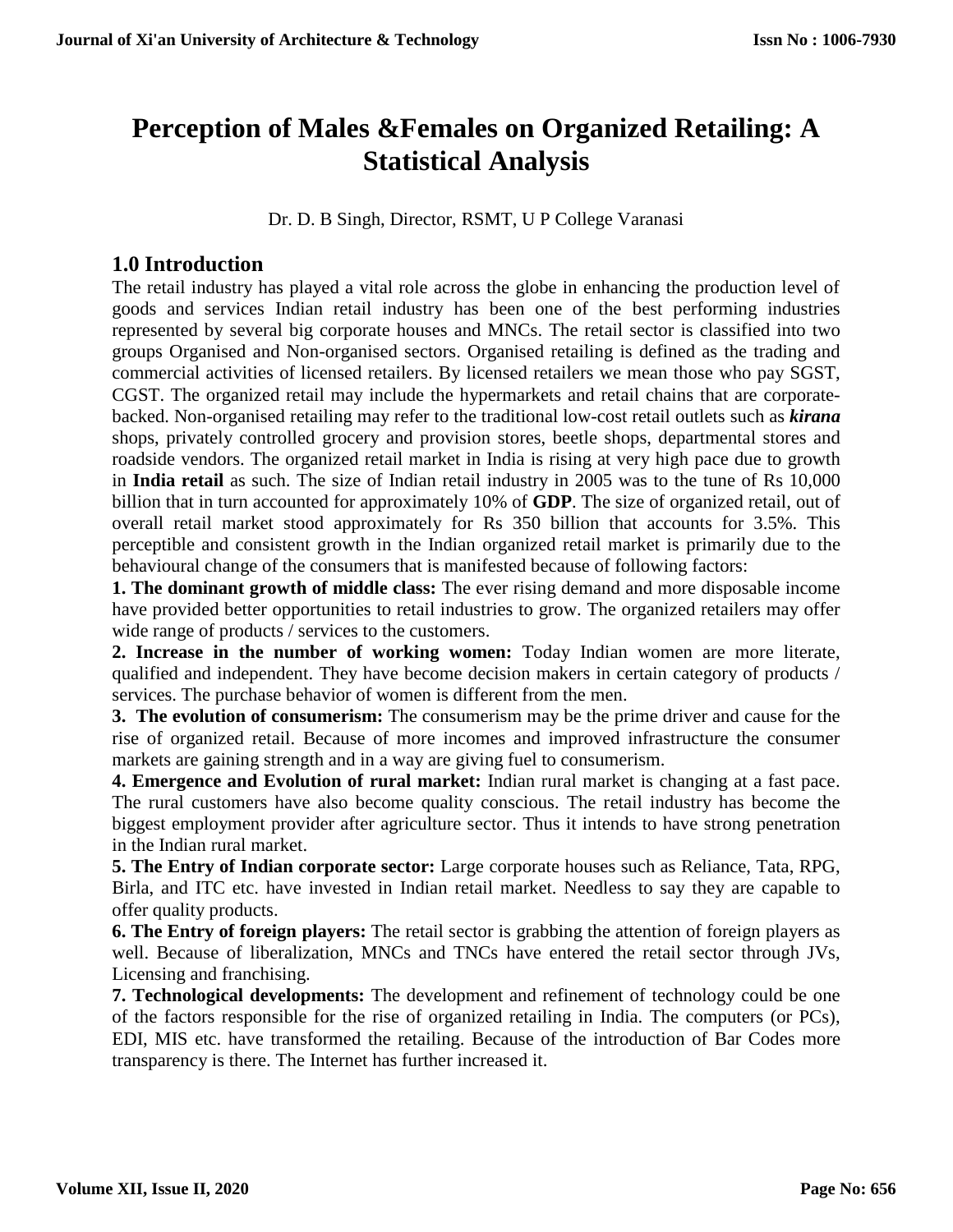# Perception of Males &Females on Organized Retailing: A Statistical Analysis

Dr. D. B Singh, Director, RSMT, U P College Varanasi

## 1.0 Introduction

The retail industry has played a vital role across the globe in enhancing the production level of goods and services Indian retail industry has been one of the best performing industries represented by several big corporate houses and MNCs. The retail sector is classified into two groups Organised and Non-organised sectors. Organised retailing is defined as the trading and commercial activities of licensed retailers. By licensed retailers we mean those who pay SGST, CGST. The organized retail may include the hypermarkets and retail chains that are corporate-backed. Non-organised retailing may refer to the traditional low-cost retail outlets such as ***kirana*** shops, privately controlled grocery and provision stores, beetle shops, departmental stores and roadside vendors. The organized retail market in India is rising at very high pace due to growth in **India retail** as such. The size of Indian retail industry in 2005 was to the tune of Rs 10,000 billion that in turn accounted for approximately 10% of **GDP**. The size of organized retail, out of overall retail market stood approximately for Rs 350 billion that accounts for 3.5%. This perceptible and consistent growth in the Indian organized retail market is primarily due to the behavioural change of the consumers that is manifested because of following factors:

**1. The dominant growth of middle class:** The ever rising demand and more disposable income have provided better opportunities to retail industries to grow. The organized retailers may offer wide range of products / services to the customers.

**2. Increase in the number of working women:** Today Indian women are more literate, qualified and independent. They have become decision makers in certain category of products / services. The purchase behavior of women is different from the men.

**3. The evolution of consumerism:** The consumerism may be the prime driver and cause for the rise of organized retail. Because of more incomes and improved infrastructure the consumer markets are gaining strength and in a way are giving fuel to consumerism.

**4. Emergence and Evolution of rural market:** Indian rural market is changing at a fast pace. The rural customers have also become quality conscious. The retail industry has become the biggest employment provider after agriculture sector. Thus it intends to have strong penetration in the Indian rural market.

**5. The Entry of Indian corporate sector:** Large corporate houses such as Reliance, Tata, RPG, Birla, and ITC etc. have invested in Indian retail market. Needless to say they are capable to offer quality products.

**6. The Entry of foreign players:** The retail sector is grabbing the attention of foreign players as well. Because of liberalization, MNCs and TNCs have entered the retail sector through JVs, Licensing and franchising.

**7. Technological developments:** The development and refinement of technology could be one of the factors responsible for the rise of organized retailing in India. The computers (or PCs), EDI, MIS etc. have transformed the retailing. Because of the introduction of Bar Codes more transparency is there. The Internet has further increased it.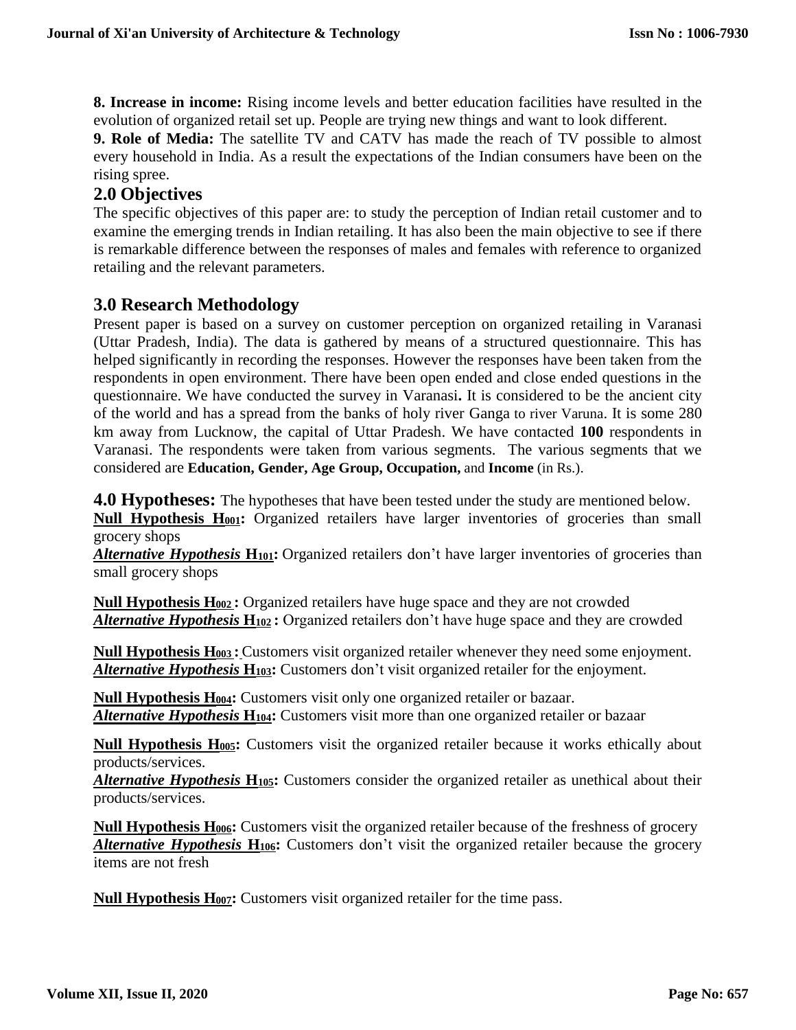**8. Increase in income:** Rising income levels and better education facilities have resulted in the evolution of organized retail set up. People are trying new things and want to look different.

**9. Role of Media:** The satellite TV and CATV has made the reach of TV possible to almost every household in India. As a result the expectations of the Indian consumers have been on the rising spree.

## 2.0 Objectives

The specific objectives of this paper are: to study the perception of Indian retail customer and to examine the emerging trends in Indian retailing. It has also been the main objective to see if there is remarkable difference between the responses of males and females with reference to organized retailing and the relevant parameters.

## 3.0 Research Methodology

Present paper is based on a survey on customer perception on organized retailing in Varanasi (Uttar Pradesh, India). The data is gathered by means of a structured questionnaire. This has helped significantly in recording the responses. However the responses have been taken from the respondents in open environment. There have been open ended and close ended questions in the questionnaire. We have conducted the survey in Varanasi**.** It is considered to be the ancient city of the world and has a spread from the banks of holy river Ganga to river Varuna. It is some 280 km away from Lucknow, the capital of Uttar Pradesh. We have contacted **100** respondents in Varanasi. The respondents were taken from various segments. The various segments that we considered are **Education, Gender, Age Group, Occupation,** and **Income** (in Rs.).

## 4.0 Hypotheses:

The hypotheses that have been tested under the study are mentioned below.

**Null Hypothesis $H_{001}$:** Organized retailers have larger inventories of groceries than small grocery shops

***Alternative Hypothesis* $H_{101}$:** Organized retailers don't have larger inventories of groceries than small grocery shops

**Null Hypothesis $H_{002}$:** Organized retailers have huge space and they are not crowded

***Alternative Hypothesis* $H_{102}$:** Organized retailers don't have huge space and they are crowded

**Null Hypothesis $H_{003}$:** Customers visit organized retailer whenever they need some enjoyment.

***Alternative Hypothesis* $H_{103}$:** Customers don't visit organized retailer for the enjoyment.

**Null Hypothesis $H_{004}$:** Customers visit only one organized retailer or bazaar.

***Alternative Hypothesis* $H_{104}$:** Customers visit more than one organized retailer or bazaar

**Null Hypothesis $H_{005}$:** Customers visit the organized retailer because it works ethically about products/services.

***Alternative Hypothesis* $H_{105}$:** Customers consider the organized retailer as unethical about their products/services.

**Null Hypothesis $H_{006}$:** Customers visit the organized retailer because of the freshness of grocery

***Alternative Hypothesis* $H_{106}$:** Customers don't visit the organized retailer because the grocery items are not fresh

**Null Hypothesis $H_{007}$:** Customers visit organized retailer for the time pass.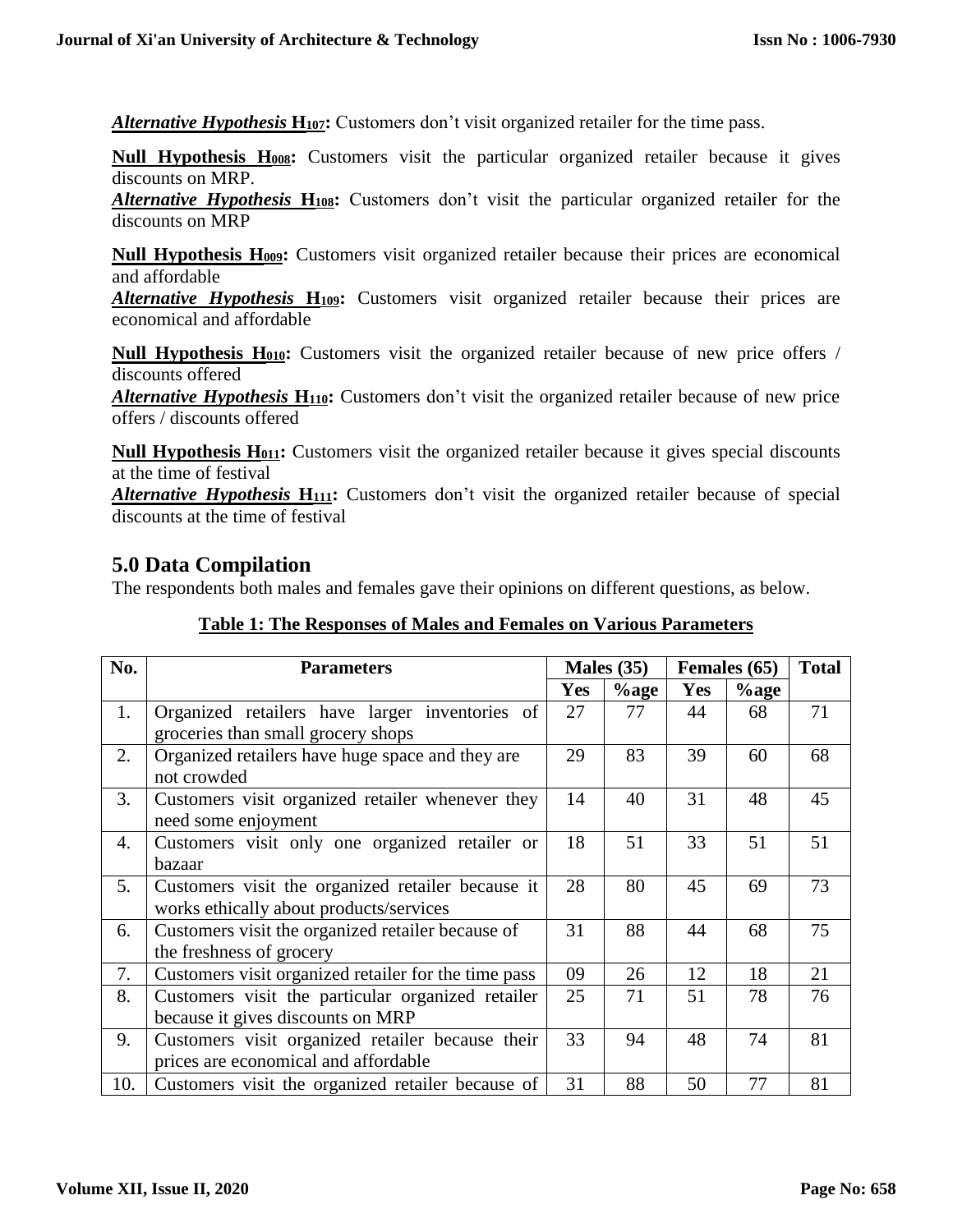***Alternative Hypothesis* H$_{107}$:** Customers don't visit organized retailer for the time pass.

**Null Hypothesis H$_{008}$:** Customers visit the particular organized retailer because it gives discounts on MRP.
***Alternative Hypothesis* H$_{108}$:** Customers don't visit the particular organized retailer for the discounts on MRP

**Null Hypothesis H$_{009}$:** Customers visit organized retailer because their prices are economical and affordable
***Alternative Hypothesis* H$_{109}$:** Customers visit organized retailer because their prices are economical and affordable

**Null Hypothesis H$_{010}$:** Customers visit the organized retailer because of new price offers / discounts offered
***Alternative Hypothesis* H$_{110}$:** Customers don't visit the organized retailer because of new price offers / discounts offered

**Null Hypothesis H$_{011}$:** Customers visit the organized retailer because it gives special discounts at the time of festival
***Alternative Hypothesis* H$_{111}$:** Customers don't visit the organized retailer because of special discounts at the time of festival

## 5.0 Data Compilation

The respondents both males and females gave their opinions on different questions, as below.

**Table 1: The Responses of Males and Females on Various Parameters**

| No. | Parameters | Males (35) | | Females (65) | | Total |
|---|---|---|---|---|---|---|
| | | Yes | %age | Yes | %age | |
| 1. | Organized retailers have larger inventories of groceries than small grocery shops | 27 | 77 | 44 | 68 | 71 |
| 2. | Organized retailers have huge space and they are not crowded | 29 | 83 | 39 | 60 | 68 |
| 3. | Customers visit organized retailer whenever they need some enjoyment | 14 | 40 | 31 | 48 | 45 |
| 4. | Customers visit only one organized retailer or bazaar | 18 | 51 | 33 | 51 | 51 |
| 5. | Customers visit the organized retailer because it works ethically about products/services | 28 | 80 | 45 | 69 | 73 |
| 6. | Customers visit the organized retailer because of the freshness of grocery | 31 | 88 | 44 | 68 | 75 |
| 7. | Customers visit organized retailer for the time pass | 09 | 26 | 12 | 18 | 21 |
| 8. | Customers visit the particular organized retailer because it gives discounts on MRP | 25 | 71 | 51 | 78 | 76 |
| 9. | Customers visit organized retailer because their prices are economical and affordable | 33 | 94 | 48 | 74 | 81 |
| 10. | Customers visit the organized retailer because of | 31 | 88 | 50 | 77 | 81 |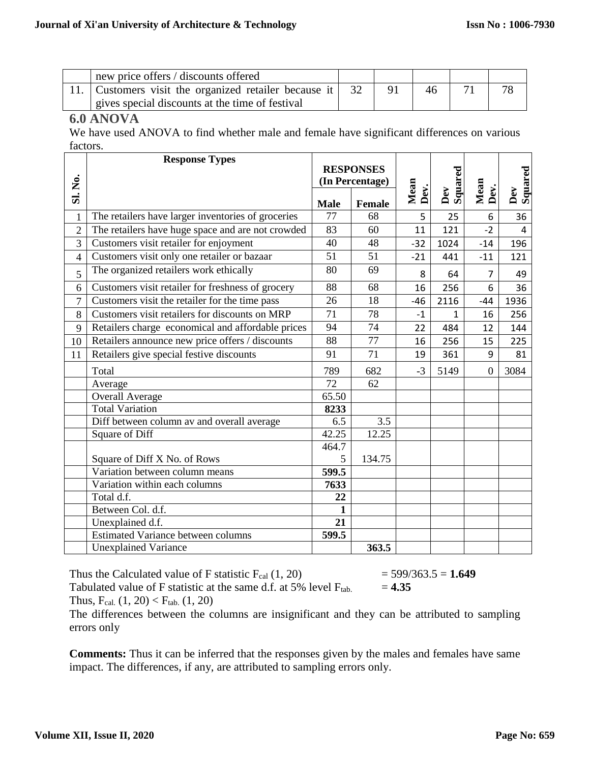|  | new price offers / discounts offered |  |  |  |  |  |
|---|---|---|---|---|---|---|
| 11. | Customers visit the organized retailer because it gives special discounts at the time of festival | 32 | 91 | 46 | 71 | 78 |

## 6.0 ANOVA

We have used ANOVA to find whether male and female have significant differences on various factors.

| Sl. No. | Response Types | RESPONSES (In Percentage) |  | Mean Dev. | Dev Squared | Mean Dev. | Dev Squared |
|---|---|---|---|---|---|---|---|
|  |  | Male | Female |  |  |  |  |
| 1 | The retailers have larger inventories of groceries | 77 | 68 | 5 | 25 | 6 | 36 |
| 2 | The retailers have huge space and are not crowded | 83 | 60 | 11 | 121 | -2 | 4 |
| 3 | Customers visit retailer for enjoyment | 40 | 48 | -32 | 1024 | -14 | 196 |
| 4 | Customers visit only one retailer or bazaar | 51 | 51 | -21 | 441 | -11 | 121 |
| 5 | The organized retailers work ethically | 80 | 69 | 8 | 64 | 7 | 49 |
| 6 | Customers visit retailer for freshness of grocery | 88 | 68 | 16 | 256 | 6 | 36 |
| 7 | Customers visit the retailer for the time pass | 26 | 18 | -46 | 2116 | -44 | 1936 |
| 8 | Customers visit retailers for discounts on MRP | 71 | 78 | -1 | 1 | 16 | 256 |
| 9 | Retailers charge economical and affordable prices | 94 | 74 | 22 | 484 | 12 | 144 |
| 10 | Retailers announce new price offers / discounts | 88 | 77 | 16 | 256 | 15 | 225 |
| 11 | Retailers give special festive discounts | 91 | 71 | 19 | 361 | 9 | 81 |
|  | Total | 789 | 682 | -3 | 5149 | 0 | 3084 |
|  | Average | 72 | 62 |  |  |  |  |
|  | Overall Average | 65.50 |  |  |  |  |  |
|  | Total Variation | **8233** |  |  |  |  |  |
|  | Diff between column av and overall average | 6.5 | 3.5 |  |  |  |  |
|  | Square of Diff | 42.25 | 12.25 |  |  |  |  |
|  | Square of Diff X No. of Rows | 464.75 | 134.75 |  |  |  |  |
|  | Variation between column means | **599.5** |  |  |  |  |  |
|  | Variation within each columns | **7633** |  |  |  |  |  |
|  | Total d.f. | **22** |  |  |  |  |  |
|  | Between Col. d.f. | **1** |  |  |  |  |  |
|  | Unexplained d.f. | **21** |  |  |  |  |  |
|  | Estimated Variance between columns | **599.5** |  |  |  |  |  |
|  | Unexplained Variance |  | **363.5** |  |  |  |  |

Thus the Calculated value of F statistic $F_{cal}$ (1, 20) = 599/363.5 = **1.649**

Tabulated value of F statistic at the same d.f. at 5% level $F_{tab.}$ = **4.35**

Thus, $F_{cal.}$ (1, 20) < $F_{tab.}$ (1, 20)

The differences between the columns are insignificant and they can be attributed to sampling errors only

**Comments:** Thus it can be inferred that the responses given by the males and females have same impact. The differences, if any, are attributed to sampling errors only.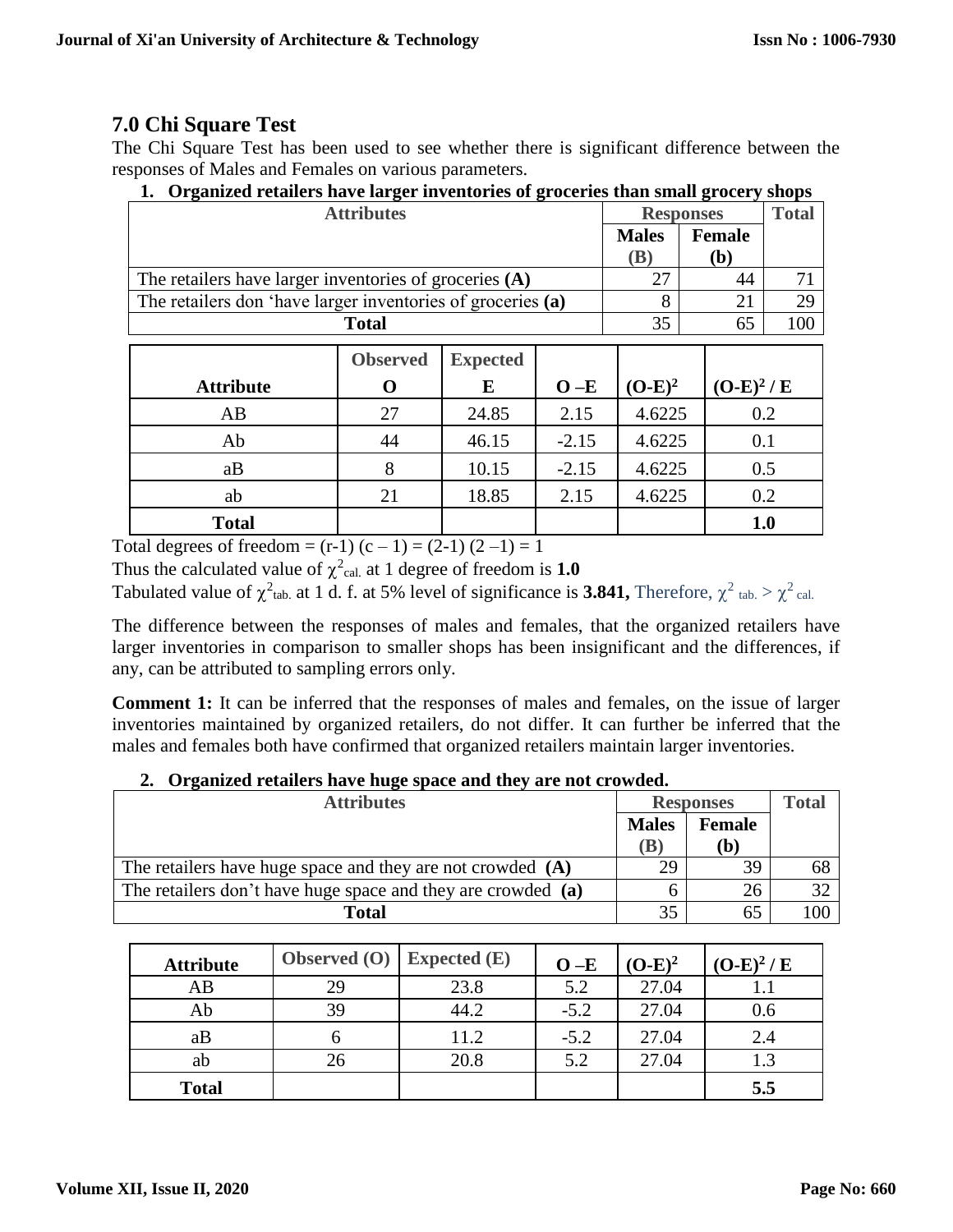## 7.0 Chi Square Test

The Chi Square Test has been used to see whether there is significant difference between the responses of Males and Females on various parameters.

**1. Organized retailers have larger inventories of groceries than small grocery shops**

| Attributes | Responses | | Total |
|---|---|---|---|
| | **Males (B)** | **Female (b)** | |
| The retailers have larger inventories of groceries **(A)** | 27 | 44 | 71 |
| The retailers don 'have larger inventories of groceries **(a)** | 8 | 21 | 29 |
| **Total** | 35 | 65 | 100 |

| Attribute | Observed O | Expected E | O –E | $(O-E)^2$ | $(O-E)^2 / E$ |
|---|---|---|---|---|---|
| AB | 27 | 24.85 | 2.15 | 4.6225 | 0.2 |
| Ab | 44 | 46.15 | -2.15 | 4.6225 | 0.1 |
| aB | 8 | 10.15 | -2.15 | 4.6225 | 0.5 |
| ab | 21 | 18.85 | 2.15 | 4.6225 | 0.2 |
| **Total** | | | | | **1.0** |

Total degrees of freedom = (r-1) (c – 1) = (2-1) (2 –1) = 1

Thus the calculated value of $\chi^2_{cal.}$ at 1 degree of freedom is **1.0**

Tabulated value of $\chi^2_{tab.}$ at 1 d. f. at 5% level of significance is **3.841,** Therefore, $\chi^2_{tab.} > \chi^2_{cal.}$

The difference between the responses of males and females, that the organized retailers have larger inventories in comparison to smaller shops has been insignificant and the differences, if any, can be attributed to sampling errors only.

**Comment 1:** It can be inferred that the responses of males and females, on the issue of larger inventories maintained by organized retailers, do not differ. It can further be inferred that the males and females both have confirmed that organized retailers maintain larger inventories.

**2. Organized retailers have huge space and they are not crowded.**

| Attributes | Responses | | Total |
|---|---|---|---|
| | **Males (B)** | **Female (b)** | |
| The retailers have huge space and they are not crowded **(A)** | 29 | 39 | 68 |
| The retailers don't have huge space and they are crowded **(a)** | 6 | 26 | 32 |
| **Total** | 35 | 65 | 100 |

| Attribute | Observed (O) | Expected (E) | O –E | $(O-E)^2$ | $(O-E)^2 / E$ |
|---|---|---|---|---|---|
| AB | 29 | 23.8 | 5.2 | 27.04 | 1.1 |
| Ab | 39 | 44.2 | -5.2 | 27.04 | 0.6 |
| aB | 6 | 11.2 | -5.2 | 27.04 | 2.4 |
| ab | 26 | 20.8 | 5.2 | 27.04 | 1.3 |
| **Total** | | | | | **5.5** |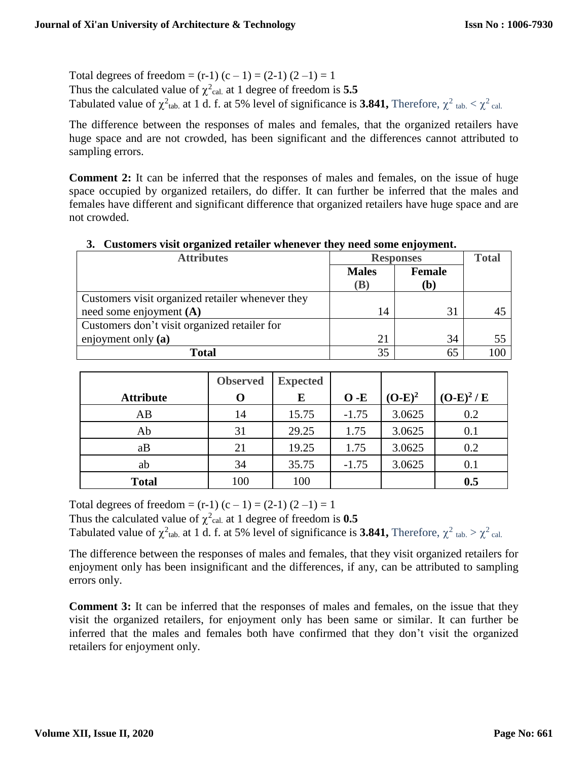Total degrees of freedom = (r-1) (c – 1) = (2-1) (2 –1) = 1

Thus the calculated value of $\chi^2_{cal.}$ at 1 degree of freedom is **5.5**

Tabulated value of $\chi^2_{tab.}$ at 1 d. f. at 5% level of significance is **3.841,** Therefore, $\chi^2_{tab.} < \chi^2_{cal.}$

The difference between the responses of males and females, that the organized retailers have huge space and are not crowded, has been significant and the differences cannot attributed to sampling errors.

**Comment 2:** It can be inferred that the responses of males and females, on the issue of huge space occupied by organized retailers, do differ. It can further be inferred that the males and females have different and significant difference that organized retailers have huge space and are not crowded.

### 3. Customers visit organized retailer whenever they need some enjoyment.

| Attributes | Responses | | Total |
|---|---|---|---|
| | Males (B) | Female (b) | |
| Customers visit organized retailer whenever they need some enjoyment **(A)** | 14 | 31 | 45 |
| Customers don't visit organized retailer for enjoyment only **(a)** | 21 | 34 | 55 |
| **Total** | 35 | 65 | 100 |

| Attribute | Observed O | Expected E | O -E | $(O-E)^2$ | $(O-E)^2 / E$ |
|---|---|---|---|---|---|
| AB | 14 | 15.75 | -1.75 | 3.0625 | 0.2 |
| Ab | 31 | 29.25 | 1.75 | 3.0625 | 0.1 |
| aB | 21 | 19.25 | 1.75 | 3.0625 | 0.2 |
| ab | 34 | 35.75 | -1.75 | 3.0625 | 0.1 |
| **Total** | 100 | 100 | | | **0.5** |

Total degrees of freedom = (r-1) (c – 1) = (2-1) (2 –1) = 1

Thus the calculated value of $\chi^2_{cal.}$ at 1 degree of freedom is **0.5**

Tabulated value of $\chi^2_{tab.}$ at 1 d. f. at 5% level of significance is **3.841,** Therefore, $\chi^2_{tab.} > \chi^2_{cal.}$

The difference between the responses of males and females, that they visit organized retailers for enjoyment only has been insignificant and the differences, if any, can be attributed to sampling errors only.

**Comment 3:** It can be inferred that the responses of males and females, on the issue that they visit the organized retailers, for enjoyment only has been same or similar. It can further be inferred that the males and females both have confirmed that they don't visit the organized retailers for enjoyment only.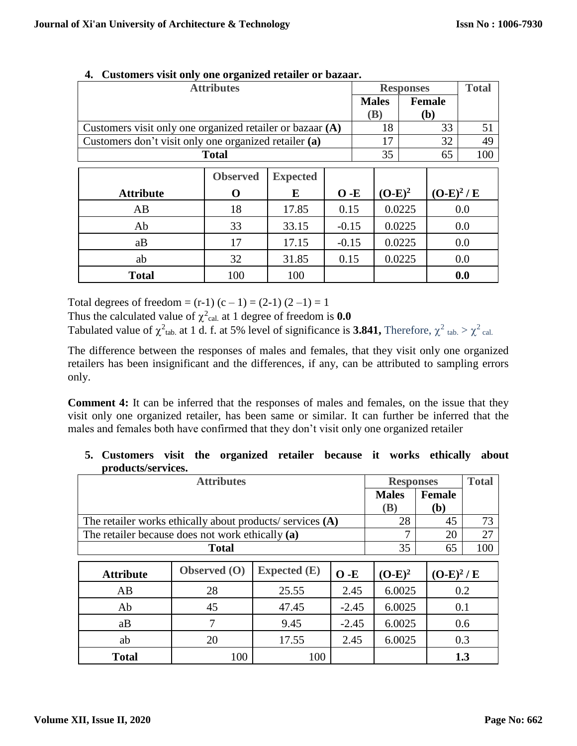### 4. Customers visit only one organized retailer or bazaar.

| Attributes | Responses | | Total |
|---|---|---|---|
| | Males (B) | Female (b) | |
| Customers visit only one organized retailer or bazaar **(A)** | 18 | 33 | 51 |
| Customers don't visit only one organized retailer **(a)** | 17 | 32 | 49 |
| **Total** | 35 | 65 | 100 |

| Attribute | Observed O | Expected E | O -E | $(O-E)^2$ | $(O-E)^2 / E$ |
|---|---|---|---|---|---|
| AB | 18 | 17.85 | 0.15 | 0.0225 | 0.0 |
| Ab | 33 | 33.15 | -0.15 | 0.0225 | 0.0 |
| aB | 17 | 17.15 | -0.15 | 0.0225 | 0.0 |
| ab | 32 | 31.85 | 0.15 | 0.0225 | 0.0 |
| **Total** | 100 | 100 | | | **0.0** |

Total degrees of freedom = (r-1) (c – 1) = (2-1) (2 –1) = 1

Thus the calculated value of $\chi^2_{cal.}$ at 1 degree of freedom is **0.0**

Tabulated value of $\chi^2_{tab.}$ at 1 d. f. at 5% level of significance is **3.841,** Therefore, $\chi^2_{tab.} > \chi^2_{cal.}$

The difference between the responses of males and females, that they visit only one organized retailers has been insignificant and the differences, if any, can be attributed to sampling errors only.

**Comment 4:** It can be inferred that the responses of males and females, on the issue that they visit only one organized retailer, has been same or similar. It can further be inferred that the males and females both have confirmed that they don't visit only one organized retailer

### 5. Customers visit the organized retailer because it works ethically about products/services.

| Attributes | Responses | | Total |
|---|---|---|---|
| | Males (B) | Female (b) | |
| The retailer works ethically about products/ services **(A)** | 28 | 45 | 73 |
| The retailer because does not work ethically **(a)** | 7 | 20 | 27 |
| **Total** | 35 | 65 | 100 |

| Attribute | Observed (O) | Expected (E) | O -E | $(O-E)^2$ | $(O-E)^2 / E$ |
|---|---|---|---|---|---|
| AB | 28 | 25.55 | 2.45 | 6.0025 | 0.2 |
| Ab | 45 | 47.45 | -2.45 | 6.0025 | 0.1 |
| aB | 7 | 9.45 | -2.45 | 6.0025 | 0.6 |
| ab | 20 | 17.55 | 2.45 | 6.0025 | 0.3 |
| **Total** | 100 | 100 | | | **1.3** |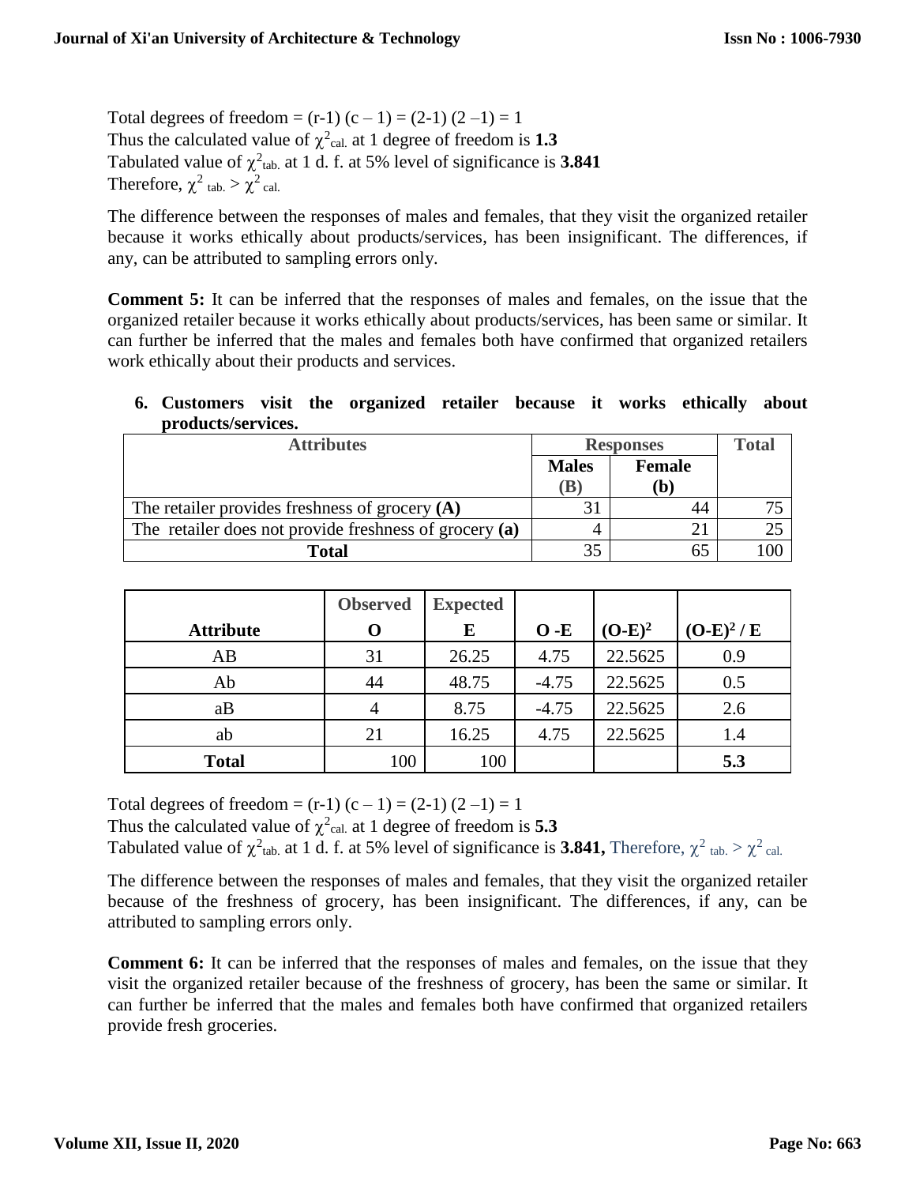Total degrees of freedom = (r-1) (c – 1) = (2-1) (2 –1) = 1
Thus the calculated value of $\chi^2_{cal.}$ at 1 degree of freedom is **1.3**
Tabulated value of $\chi^2_{tab.}$ at 1 d. f. at 5% level of significance is **3.841**
Therefore, $\chi^2_{tab.} > \chi^2_{cal.}$

The difference between the responses of males and females, that they visit the organized retailer because it works ethically about products/services, has been insignificant. The differences, if any, can be attributed to sampling errors only.

**Comment 5:** It can be inferred that the responses of males and females, on the issue that the organized retailer because it works ethically about products/services, has been same or similar. It can further be inferred that the males and females both have confirmed that organized retailers work ethically about their products and services.

**6. Customers visit the organized retailer because it works ethically about products/services.**

| Attributes | Responses | | Total |
|---|---|---|---|
| | Males (B) | Female (b) | |
| The retailer provides freshness of grocery **(A)** | 31 | 44 | 75 |
| The retailer does not provide freshness of grocery **(a)** | 4 | 21 | 25 |
| **Total** | 35 | 65 | 100 |

| Attribute | Observed O | Expected E | O -E | $(O-E)^2$ | $(O-E)^2 / E$ |
|---|---|---|---|---|---|
| AB | 31 | 26.25 | 4.75 | 22.5625 | 0.9 |
| Ab | 44 | 48.75 | -4.75 | 22.5625 | 0.5 |
| aB | 4 | 8.75 | -4.75 | 22.5625 | 2.6 |
| ab | 21 | 16.25 | 4.75 | 22.5625 | 1.4 |
| **Total** | 100 | 100 | | | **5.3** |

Total degrees of freedom = (r-1) (c – 1) = (2-1) (2 –1) = 1
Thus the calculated value of $\chi^2_{cal.}$ at 1 degree of freedom is **5.3**
Tabulated value of $\chi^2_{tab.}$ at 1 d. f. at 5% level of significance is **3.841,** Therefore, $\chi^2_{tab.} > \chi^2_{cal.}$

The difference between the responses of males and females, that they visit the organized retailer because of the freshness of grocery, has been insignificant. The differences, if any, can be attributed to sampling errors only.

**Comment 6:** It can be inferred that the responses of males and females, on the issue that they visit the organized retailer because of the freshness of grocery, has been the same or similar. It can further be inferred that the males and females both have confirmed that organized retailers provide fresh groceries.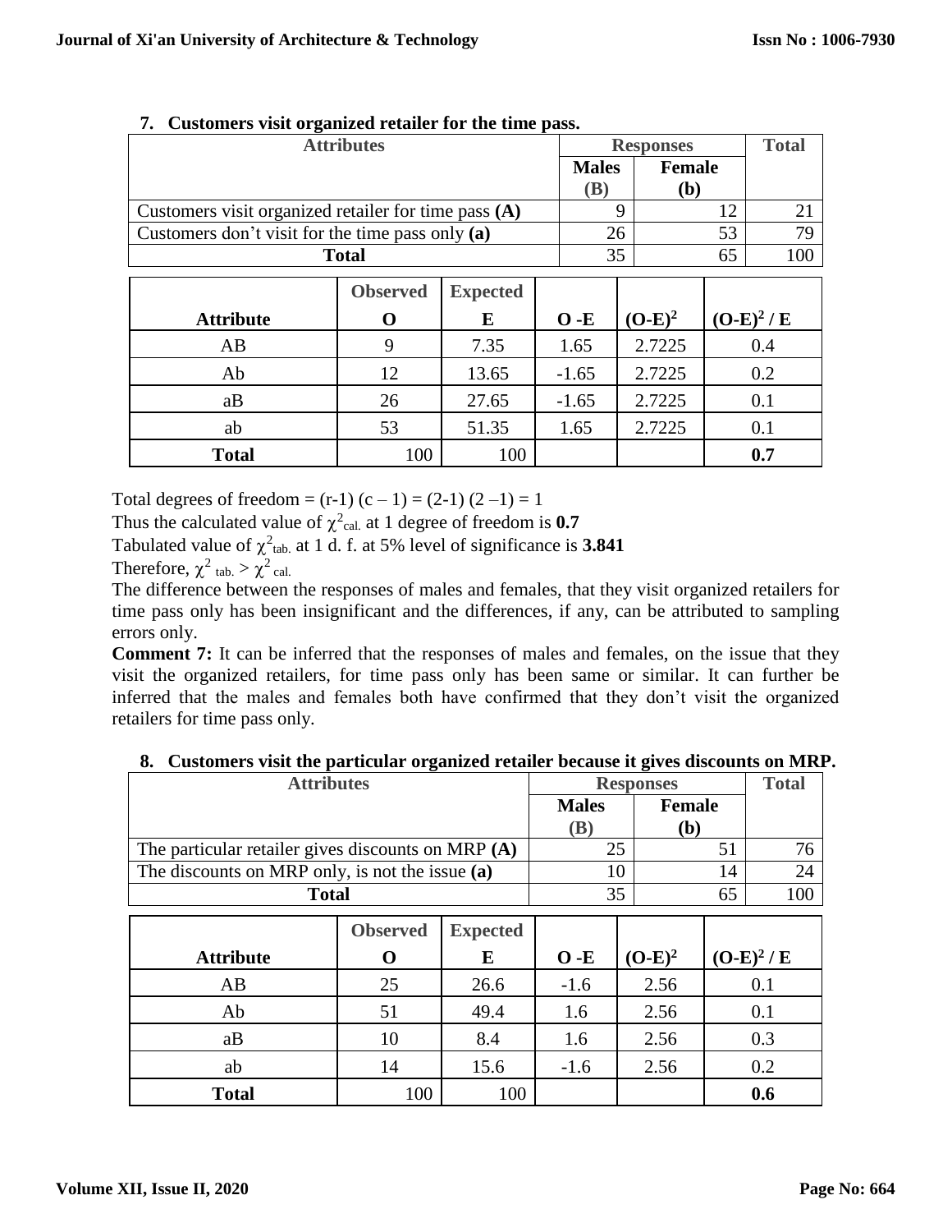### 7. Customers visit organized retailer for the time pass.

| Attributes | Responses | | Total |
|---|---|---|---|
| | Males (B) | Female (b) | |
| Customers visit organized retailer for time pass **(A)** | 9 | 12 | 21 |
| Customers don't visit for the time pass only **(a)** | 26 | 53 | 79 |
| **Total** | 35 | 65 | 100 |

| Attribute | Observed O | Expected E | O -E | $(O-E)^2$ | $(O-E)^2 / E$ |
|---|---|---|---|---|---|
| AB | 9 | 7.35 | 1.65 | 2.7225 | 0.4 |
| Ab | 12 | 13.65 | -1.65 | 2.7225 | 0.2 |
| aB | 26 | 27.65 | -1.65 | 2.7225 | 0.1 |
| ab | 53 | 51.35 | 1.65 | 2.7225 | 0.1 |
| **Total** | 100 | 100 | | | **0.7** |

Total degrees of freedom = (r-1) (c – 1) = (2-1) (2 –1) = 1

Thus the calculated value of $\chi^2_{cal.}$ at 1 degree of freedom is **0.7**

Tabulated value of $\chi^2_{tab.}$ at 1 d. f. at 5% level of significance is **3.841**

Therefore, $\chi^2_{tab.} > \chi^2_{cal.}$

The difference between the responses of males and females, that they visit organized retailers for time pass only has been insignificant and the differences, if any, can be attributed to sampling errors only.

**Comment 7:** It can be inferred that the responses of males and females, on the issue that they visit the organized retailers, for time pass only has been same or similar. It can further be inferred that the males and females both have confirmed that they don't visit the organized retailers for time pass only.

### 8. Customers visit the particular organized retailer because it gives discounts on MRP.

| Attributes | Responses | | Total |
|---|---|---|---|
| | Males (B) | Female (b) | |
| The particular retailer gives discounts on MRP **(A)** | 25 | 51 | 76 |
| The discounts on MRP only, is not the issue **(a)** | 10 | 14 | 24 |
| **Total** | 35 | 65 | 100 |

| Attribute | Observed O | Expected E | O -E | $(O-E)^2$ | $(O-E)^2 / E$ |
|---|---|---|---|---|---|
| AB | 25 | 26.6 | -1.6 | 2.56 | 0.1 |
| Ab | 51 | 49.4 | 1.6 | 2.56 | 0.1 |
| aB | 10 | 8.4 | 1.6 | 2.56 | 0.3 |
| ab | 14 | 15.6 | -1.6 | 2.56 | 0.2 |
| **Total** | 100 | 100 | | | **0.6** |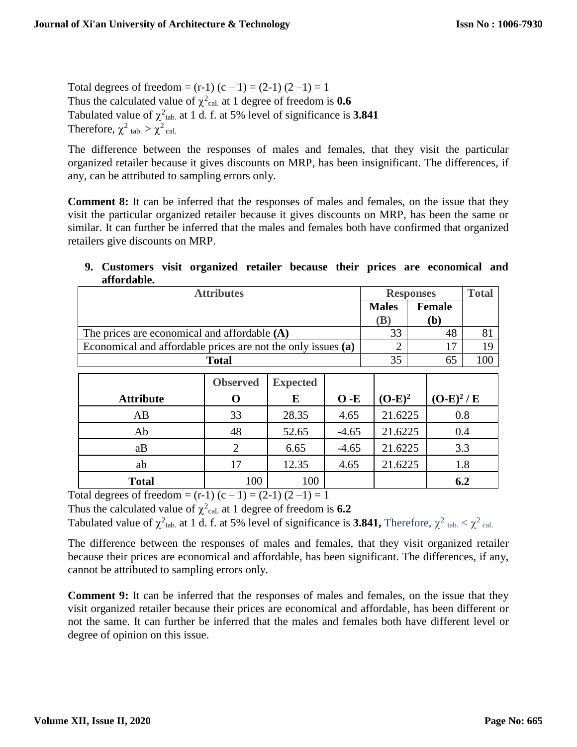Total degrees of freedom = (r-1) (c – 1) = (2-1) (2 –1) = 1
Thus the calculated value of $\chi^2_{cal.}$ at 1 degree of freedom is **0.6**
Tabulated value of $\chi^2_{tab.}$ at 1 d. f. at 5% level of significance is **3.841**
Therefore, $\chi^2_{tab.} > \chi^2_{cal.}$

The difference between the responses of males and females, that they visit the particular organized retailer because it gives discounts on MRP, has been insignificant. The differences, if any, can be attributed to sampling errors only.

**Comment 8:** It can be inferred that the responses of males and females, on the issue that they visit the particular organized retailer because it gives discounts on MRP, has been the same or similar. It can further be inferred that the males and females both have confirmed that organized retailers give discounts on MRP.

**9. Customers visit organized retailer because their prices are economical and affordable.**

| Attributes | Responses | | Total |
|---|---|---|---|
| | Males (B) | Female (b) | |
| The prices are economical and affordable **(A)** | 33 | 48 | 81 |
| Economical and affordable prices are not the only issues **(a)** | 2 | 17 | 19 |
| **Total** | 35 | 65 | 100 |

| Attribute | Observed O | Expected E | O -E | $(O-E)^2$ | $(O-E)^2 / E$ |
|---|---|---|---|---|---|
| AB | 33 | 28.35 | 4.65 | 21.6225 | 0.8 |
| Ab | 48 | 52.65 | -4.65 | 21.6225 | 0.4 |
| aB | 2 | 6.65 | -4.65 | 21.6225 | 3.3 |
| ab | 17 | 12.35 | 4.65 | 21.6225 | 1.8 |
| **Total** | 100 | 100 | | | **6.2** |

Total degrees of freedom = (r-1) (c – 1) = (2-1) (2 –1) = 1
Thus the calculated value of $\chi^2_{cal.}$ at 1 degree of freedom is **6.2**
Tabulated value of $\chi^2_{tab.}$ at 1 d. f. at 5% level of significance is **3.841,** Therefore, $\chi^2_{tab.} < \chi^2_{cal.}$

The difference between the responses of males and females, that they visit organized retailer because their prices are economical and affordable, has been significant. The differences, if any, cannot be attributed to sampling errors only.

**Comment 9:** It can be inferred that the responses of males and females, on the issue that they visit organized retailer because their prices are economical and affordable, has been different or not the same. It can further be inferred that the males and females both have different level or degree of opinion on this issue.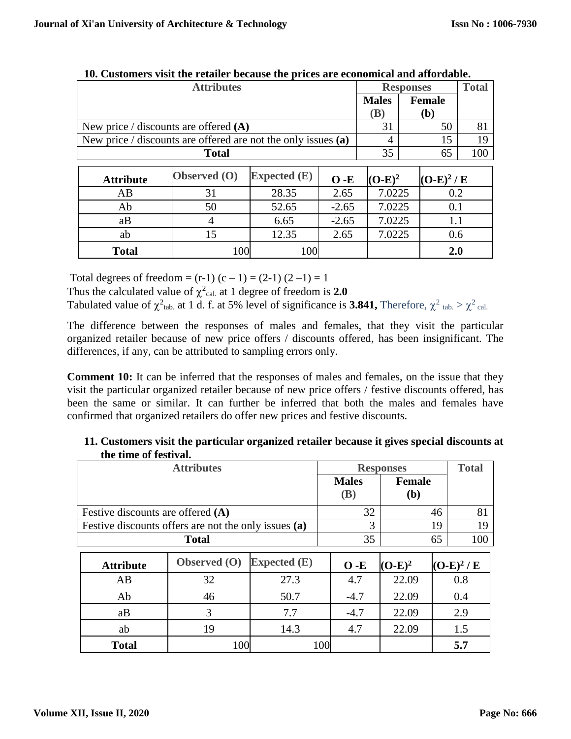**10. Customers visit the retailer because the prices are economical and affordable.**

| Attributes | Responses | | Total |
|---|---|---|---|
| | **Males (B)** | **Female (b)** | |
| New price / discounts are offered **(A)** | 31 | 50 | 81 |
| New price / discounts are offered are not the only issues **(a)** | 4 | 15 | 19 |
| **Total** | 35 | 65 | 100 |

| Attribute | Observed (O) | Expected (E) | O -E | $(O-E)^2$ | $(O-E)^2$ / E |
|---|---|---|---|---|---|
| AB | 31 | 28.35 | 2.65 | 7.0225 | 0.2 |
| Ab | 50 | 52.65 | -2.65 | 7.0225 | 0.1 |
| aB | 4 | 6.65 | -2.65 | 7.0225 | 1.1 |
| ab | 15 | 12.35 | 2.65 | 7.0225 | 0.6 |
| **Total** | 100 | 100 | | | **2.0** |

Total degrees of freedom = (r-1) (c – 1) = (2-1) (2 –1) = 1

Thus the calculated value of $\chi^2_{cal.}$ at 1 degree of freedom is **2.0**

Tabulated value of $\chi^2_{tab.}$ at 1 d. f. at 5% level of significance is **3.841,** Therefore, $\chi^2_{tab.} > \chi^2_{cal.}$

The difference between the responses of males and females, that they visit the particular organized retailer because of new price offers / discounts offered, has been insignificant. The differences, if any, can be attributed to sampling errors only.

**Comment 10:** It can be inferred that the responses of males and females, on the issue that they visit the particular organized retailer because of new price offers / festive discounts offered, has been the same or similar. It can further be inferred that both the males and females have confirmed that organized retailers do offer new prices and festive discounts.

**11. Customers visit the particular organized retailer because it gives special discounts at the time of festival.**

| Attributes | Responses | | Total |
|---|---|---|---|
| | **Males (B)** | **Female (b)** | |
| Festive discounts are offered **(A)** | 32 | 46 | 81 |
| Festive discounts offers are not the only issues **(a)** | 3 | 19 | 19 |
| **Total** | 35 | 65 | 100 |

| Attribute | Observed (O) | Expected (E) | O -E | $(O-E)^2$ | $(O-E)^2$ / E |
|---|---|---|---|---|---|
| AB | 32 | 27.3 | 4.7 | 22.09 | 0.8 |
| Ab | 46 | 50.7 | -4.7 | 22.09 | 0.4 |
| aB | 3 | 7.7 | -4.7 | 22.09 | 2.9 |
| ab | 19 | 14.3 | 4.7 | 22.09 | 1.5 |
| **Total** | 100 | 100 | | | **5.7** |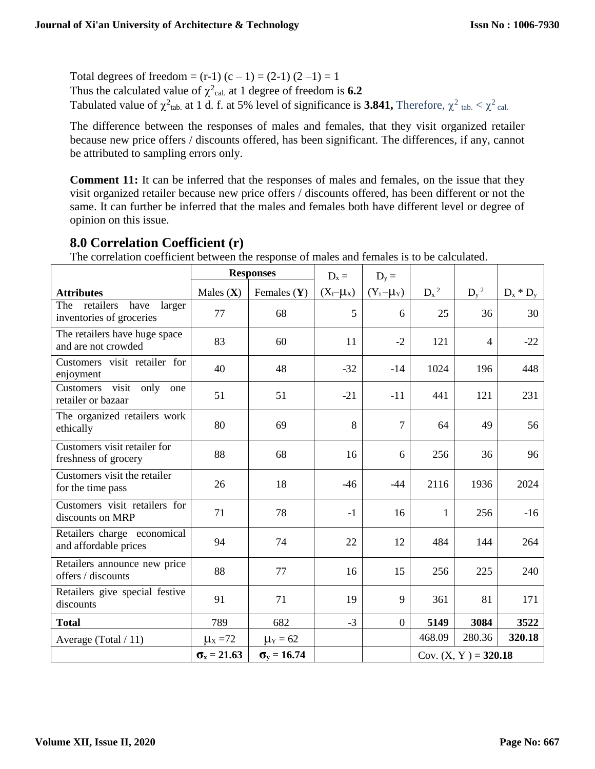Total degrees of freedom = (r-1) (c – 1) = (2-1) (2 –1) = 1

Thus the calculated value of $\chi^2_{cal.}$ at 1 degree of freedom is **6.2**

Tabulated value of $\chi^2_{tab.}$ at 1 d. f. at 5% level of significance is **3.841,** Therefore, $\chi^2_{tab.} < \chi^2_{cal.}$

The difference between the responses of males and females, that they visit organized retailer because new price offers / discounts offered, has been significant. The differences, if any, cannot be attributed to sampling errors only.

**Comment 11:** It can be inferred that the responses of males and females, on the issue that they visit organized retailer because new price offers / discounts offered, has been different or not the same. It can further be inferred that the males and females both have different level or degree of opinion on this issue.

## 8.0 Correlation Coefficient (r)

The correlation coefficient between the response of males and females is to be calculated.

| Attributes | Responses | | $D_x = (X_i - \mu_X)$ | $D_y = (Y_i - \mu_Y)$ | $D_x{}^2$ | $D_y{}^2$ | $D_x * D_y$ |
|---|---|---|---|---|---|---|---|
| | Males (**X**) | Females (**Y**) | | | | | |
| The retailers have larger inventories of groceries | 77 | 68 | 5 | 6 | 25 | 36 | 30 |
| The retailers have huge space and are not crowded | 83 | 60 | 11 | -2 | 121 | 4 | -22 |
| Customers visit retailer for enjoyment | 40 | 48 | -32 | -14 | 1024 | 196 | 448 |
| Customers visit only one retailer or bazaar | 51 | 51 | -21 | -11 | 441 | 121 | 231 |
| The organized retailers work ethically | 80 | 69 | 8 | 7 | 64 | 49 | 56 |
| Customers visit retailer for freshness of grocery | 88 | 68 | 16 | 6 | 256 | 36 | 96 |
| Customers visit the retailer for the time pass | 26 | 18 | -46 | -44 | 2116 | 1936 | 2024 |
| Customers visit retailers for discounts on MRP | 71 | 78 | -1 | 16 | 1 | 256 | -16 |
| Retailers charge economical and affordable prices | 94 | 74 | 22 | 12 | 484 | 144 | 264 |
| Retailers announce new price offers / discounts | 88 | 77 | 16 | 15 | 256 | 225 | 240 |
| Retailers give special festive discounts | 91 | 71 | 19 | 9 | 361 | 81 | 171 |
| **Total** | 789 | 682 | -3 | 0 | **5149** | **3084** | **3522** |
| Average (Total / 11) | $\mu_X$ =72 | $\mu_Y$ = 62 | | | 468.09 | 280.36 | **320.18** |
| | **$\sigma_x$ = 21.63** | **$\sigma_y$ = 16.74** | | | Cov. (X, Y ) = **320.18** | | |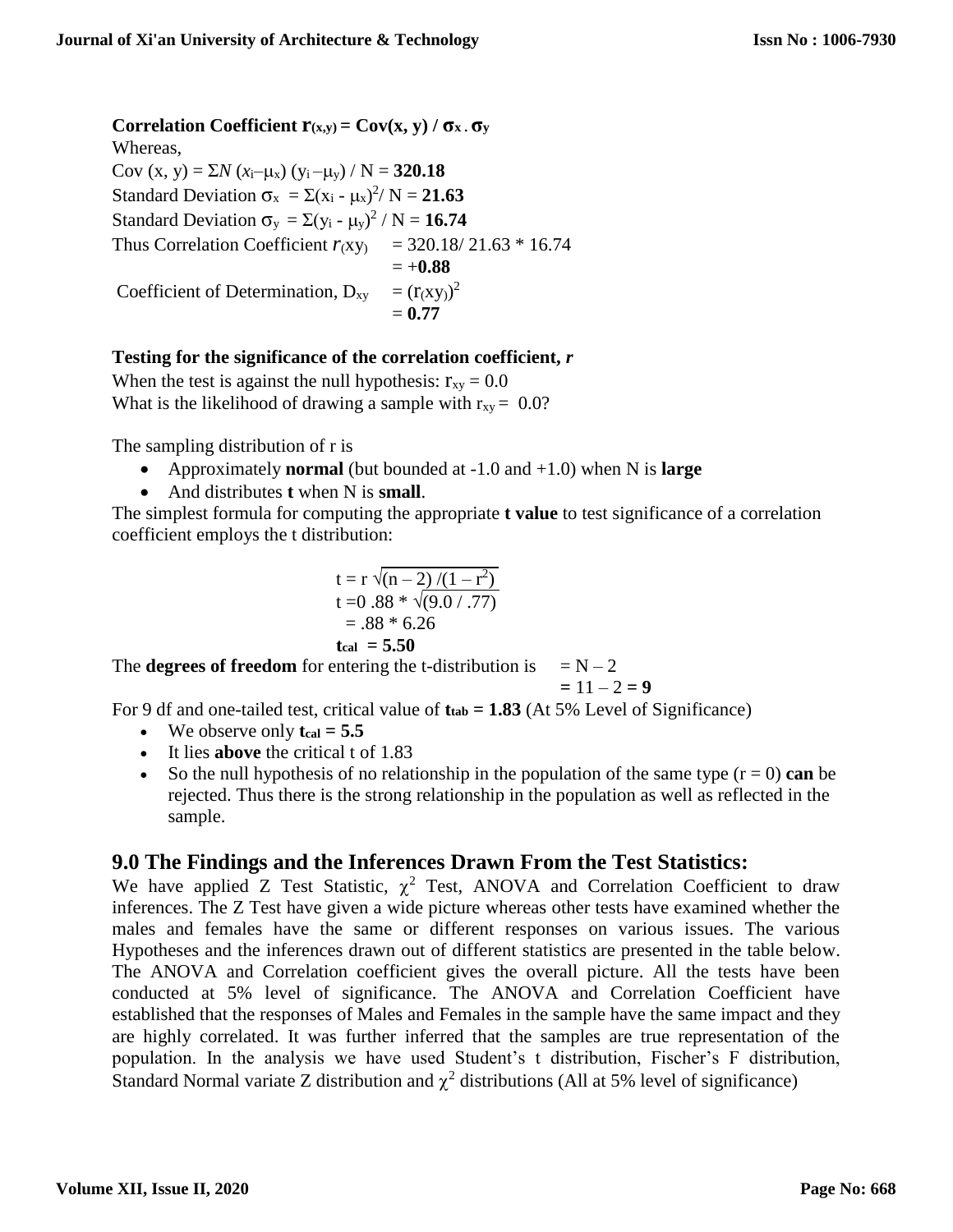**Correlation Coefficient $r_{(x,y)} = Cov(x, y) / \sigma_x . \sigma_y$**

Whereas,

Cov $(x, y) = \Sigma N (x_i - \mu_x)(y_i - \mu_y) / N$ = **320.18**

Standard Deviation $\sigma_x = \Sigma(x_i - \mu_x)^2 / N$ = **21.63**

Standard Deviation $\sigma_y = \Sigma(y_i - \mu_y)^2 / N$ = **16.74**

Thus Correlation Coefficient $r_{(xy)}$ = 320.18/ 21.63 * 16.74

= +**0.88**

Coefficient of Determination, $D_{xy}$ = $(r_{(xy)})^2$

= **0.77**

**Testing for the significance of the correlation coefficient, *r***

When the test is against the null hypothesis: $r_{xy} = 0.0$

What is the likelihood of drawing a sample with $r_{xy} = 0.0$?

The sampling distribution of r is

- Approximately **normal** (but bounded at -1.0 and +1.0) when N is **large**
- And distributes **t** when N is **small**.

The simplest formula for computing the appropriate **t value** to test significance of a correlation coefficient employs the t distribution:

$$t = r\sqrt{(n-2)/(1-r^2)}$$

$$t = 0.88 * \sqrt{(9.0 / .77)}$$

$$= .88 * 6.26$$

$$t_{cal} = 5.50$$

The **degrees of freedom** for entering the t-distribution is = N – 2

= 11 – 2 = **9**

For 9 df and one-tailed test, critical value of $t_{tab}$ = **1.83** (At 5% Level of Significance)

- We observe only $t_{cal}$ = **5.5**
- It lies **above** the critical t of 1.83
- So the null hypothesis of no relationship in the population of the same type (r = 0) **can** be rejected. Thus there is the strong relationship in the population as well as reflected in the sample.

## 9.0 The Findings and the Inferences Drawn From the Test Statistics:

We have applied Z Test Statistic, $\chi^2$ Test, ANOVA and Correlation Coefficient to draw inferences. The Z Test have given a wide picture whereas other tests have examined whether the males and females have the same or different responses on various issues. The various Hypotheses and the inferences drawn out of different statistics are presented in the table below. The ANOVA and Correlation coefficient gives the overall picture. All the tests have been conducted at 5% level of significance. The ANOVA and Correlation Coefficient have established that the responses of Males and Females in the sample have the same impact and they are highly correlated. It was further inferred that the samples are true representation of the population. In the analysis we have used Student's t distribution, Fischer's F distribution, Standard Normal variate Z distribution and $\chi^2$ distributions (All at 5% level of significance)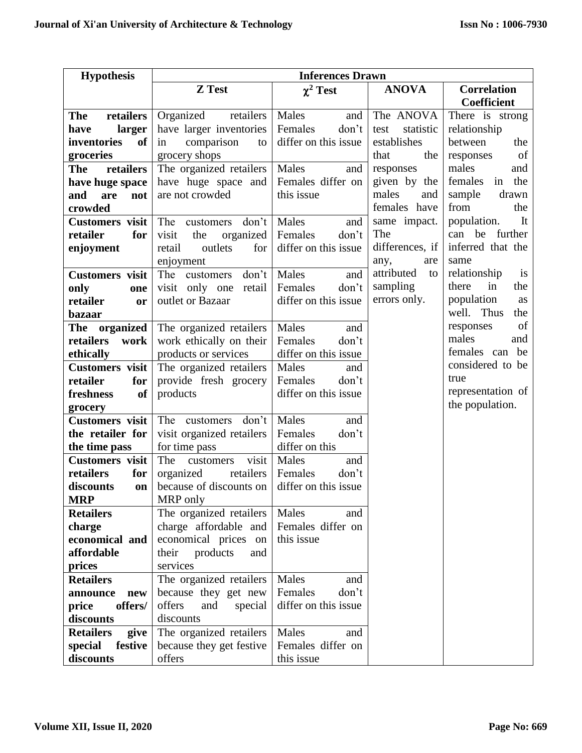| Hypothesis | Inferences Drawn | | | |
|---|---|---|---|---|
| | **Z Test** | **$\chi^2$ Test** | **ANOVA** | **Correlation Coefficient** |
| **The retailers have larger inventories of groceries** | Organized retailers have larger inventories in comparison to grocery shops | Males and Females don't differ on this issue | The ANOVA test statistic establishes that the responses given by the males and females have same impact. The differences, if any, are attributed to sampling errors only. | There is strong relationship between the responses of males and females in the sample drawn from the population. It can be further inferred that the same relationship is there in the population as well. Thus the responses of males and females can be considered to be true representation of the population. |
| **The retailers have huge space and are not crowded** | The organized retailers have huge space and are not crowded | Males and Females differ on this issue | | |
| **Customers visit retailer for enjoyment** | The customers don't visit the organized retail outlets for enjoyment | Males and Females don't differ on this issue | | |
| **Customers visit only one retailer or bazaar** | The customers don't visit only one retail outlet or Bazaar | Males and Females don't differ on this issue | | |
| **The organized retailers work ethically** | The organized retailers work ethically on their products or services | Males and Females don't differ on this issue | | |
| **Customers visit retailer for freshness of grocery** | The organized retailers provide fresh grocery products | Males and Females don't differ on this issue | | |
| **Customers visit the retailer for the time pass** | The customers don't visit organized retailers for time pass | Males and Females don't differ on this | | |
| **Customers visit retailers for discounts on MRP** | The customers visit organized retailers because of discounts on MRP only | Males and Females don't differ on this issue | | |
| **Retailers charge economical and affordable prices** | The organized retailers charge affordable and economical prices on their products and services | Males and Females differ on this issue | | |
| **Retailers announce new price offers/ discounts** | The organized retailers because they get new offers and special discounts | Males and Females don't differ on this issue | | |
| **Retailers give special festive discounts** | The organized retailers because they get festive offers | Males and Females differ on this issue | | |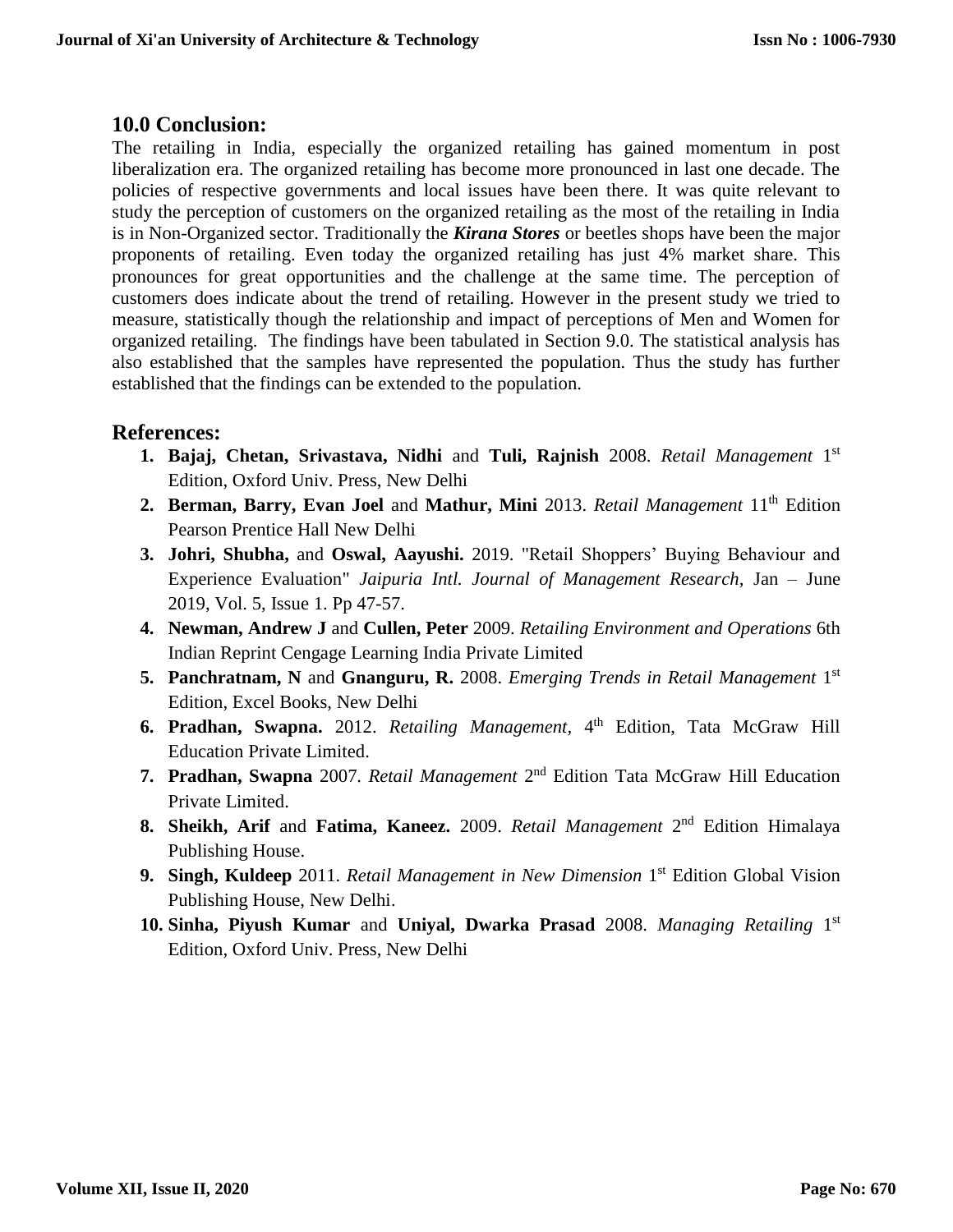## 10.0 Conclusion:

The retailing in India, especially the organized retailing has gained momentum in post liberalization era. The organized retailing has become more pronounced in last one decade. The policies of respective governments and local issues have been there. It was quite relevant to study the perception of customers on the organized retailing as the most of the retailing in India is in Non-Organized sector. Traditionally the ***Kirana Stores*** or beetles shops have been the major proponents of retailing. Even today the organized retailing has just 4% market share. This pronounces for great opportunities and the challenge at the same time. The perception of customers does indicate about the trend of retailing. However in the present study we tried to measure, statistically though the relationship and impact of perceptions of Men and Women for organized retailing. The findings have been tabulated in Section 9.0. The statistical analysis has also established that the samples have represented the population. Thus the study has further established that the findings can be extended to the population.

## References:

1. **Bajaj, Chetan, Srivastava, Nidhi** and **Tuli, Rajnish** 2008. *Retail Management* 1st Edition, Oxford Univ. Press, New Delhi
2. **Berman, Barry, Evan Joel** and **Mathur, Mini** 2013. *Retail Management* 11th Edition Pearson Prentice Hall New Delhi
3. **Johri, Shubha,** and **Oswal, Aayushi.** 2019. "Retail Shoppers' Buying Behaviour and Experience Evaluation" *Jaipuria Intl. Journal of Management Research*, Jan – June 2019, Vol. 5, Issue 1. Pp 47-57.
4. **Newman, Andrew J** and **Cullen, Peter** 2009. *Retailing Environment and Operations* 6th Indian Reprint Cengage Learning India Private Limited
5. **Panchratnam, N** and **Gnanguru, R.** 2008. *Emerging Trends in Retail Management* 1st Edition, Excel Books, New Delhi
6. **Pradhan, Swapna.** 2012. *Retailing Management*, 4th Edition, Tata McGraw Hill Education Private Limited.
7. **Pradhan, Swapna** 2007. *Retail Management* 2nd Edition Tata McGraw Hill Education Private Limited.
8. **Sheikh, Arif** and **Fatima, Kaneez.** 2009. *Retail Management* 2nd Edition Himalaya Publishing House.
9. **Singh, Kuldeep** 2011. *Retail Management in New Dimension* 1st Edition Global Vision Publishing House, New Delhi.
10. **Sinha, Piyush Kumar** and **Uniyal, Dwarka Prasad** 2008. *Managing Retailing* 1st Edition, Oxford Univ. Press, New Delhi